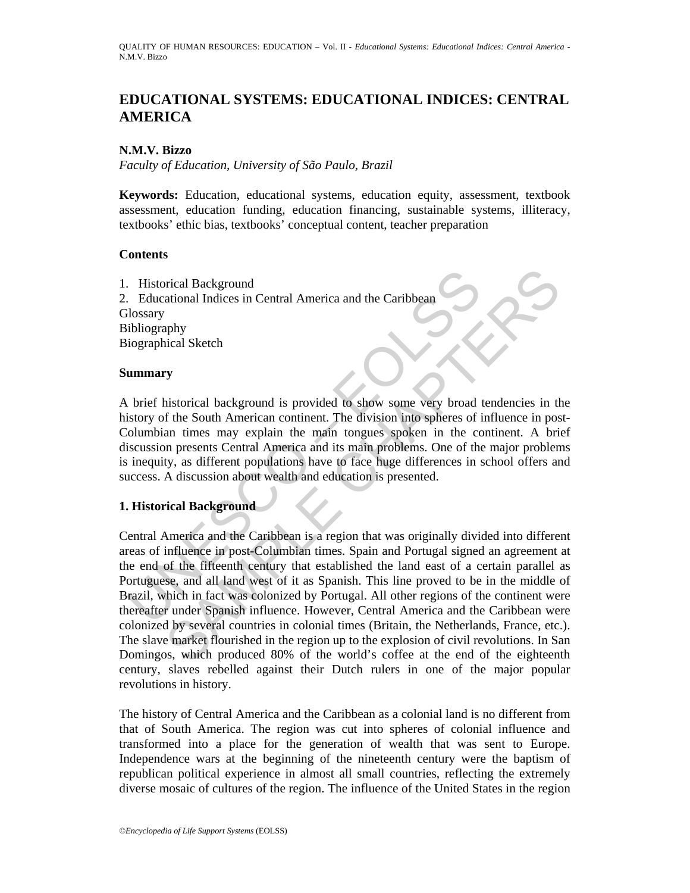# EDUCATIONAL SYSTEMS: EDUCATIONAL INDICES: CENTRAL AMERICA

**N.M.V. Bizzo**

*Faculty of Education, University of São Paulo, Brazil*

**Keywords:** Education, educational systems, education equity, assessment, textbook assessment, education funding, education financing, sustainable systems, illiteracy, textbooks' ethic bias, textbooks' conceptual content, teacher preparation

## Contents

1. Historical Background
2. Educational Indices in Central America and the Caribbean

Glossary
Bibliography
Biographical Sketch

## Summary

A brief historical background is provided to show some very broad tendencies in the history of the South American continent. The division into spheres of influence in post-Columbian times may explain the main tongues spoken in the continent. A brief discussion presents Central America and its main problems. One of the major problems is inequity, as different populations have to face huge differences in school offers and success. A discussion about wealth and education is presented.

## 1. Historical Background

Central America and the Caribbean is a region that was originally divided into different areas of influence in post-Columbian times. Spain and Portugal signed an agreement at the end of the fifteenth century that established the land east of a certain parallel as Portuguese, and all land west of it as Spanish. This line proved to be in the middle of Brazil, which in fact was colonized by Portugal. All other regions of the continent were thereafter under Spanish influence. However, Central America and the Caribbean were colonized by several countries in colonial times (Britain, the Netherlands, France, etc.). The slave market flourished in the region up to the explosion of civil revolutions. In San Domingos, which produced 80% of the world's coffee at the end of the eighteenth century, slaves rebelled against their Dutch rulers in one of the major popular revolutions in history.

The history of Central America and the Caribbean as a colonial land is no different from that of South America. The region was cut into spheres of colonial influence and transformed into a place for the generation of wealth that was sent to Europe. Independence wars at the beginning of the nineteenth century were the baptism of republican political experience in almost all small countries, reflecting the extremely diverse mosaic of cultures of the region. The influence of the United States in the region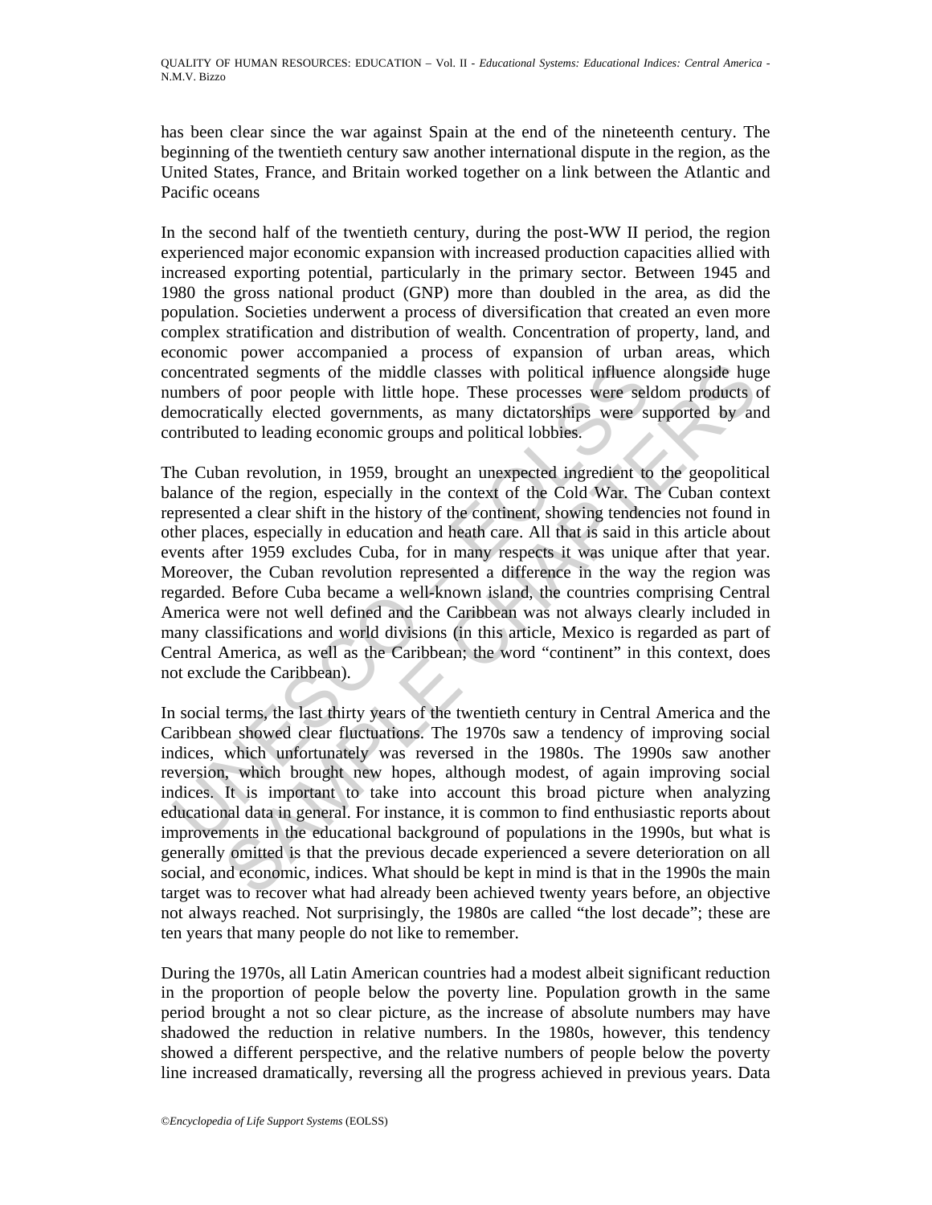has been clear since the war against Spain at the end of the nineteenth century. The beginning of the twentieth century saw another international dispute in the region, as the United States, France, and Britain worked together on a link between the Atlantic and Pacific oceans

In the second half of the twentieth century, during the post-WW II period, the region experienced major economic expansion with increased production capacities allied with increased exporting potential, particularly in the primary sector. Between 1945 and 1980 the gross national product (GNP) more than doubled in the area, as did the population. Societies underwent a process of diversification that created an even more complex stratification and distribution of wealth. Concentration of property, land, and economic power accompanied a process of expansion of urban areas, which concentrated segments of the middle classes with political influence alongside huge numbers of poor people with little hope. These processes were seldom products of democratically elected governments, as many dictatorships were supported by and contributed to leading economic groups and political lobbies.

The Cuban revolution, in 1959, brought an unexpected ingredient to the geopolitical balance of the region, especially in the context of the Cold War. The Cuban context represented a clear shift in the history of the continent, showing tendencies not found in other places, especially in education and heath care. All that is said in this article about events after 1959 excludes Cuba, for in many respects it was unique after that year. Moreover, the Cuban revolution represented a difference in the way the region was regarded. Before Cuba became a well-known island, the countries comprising Central America were not well defined and the Caribbean was not always clearly included in many classifications and world divisions (in this article, Mexico is regarded as part of Central America, as well as the Caribbean; the word "continent" in this context, does not exclude the Caribbean).

In social terms, the last thirty years of the twentieth century in Central America and the Caribbean showed clear fluctuations. The 1970s saw a tendency of improving social indices, which unfortunately was reversed in the 1980s. The 1990s saw another reversion, which brought new hopes, although modest, of again improving social indices. It is important to take into account this broad picture when analyzing educational data in general. For instance, it is common to find enthusiastic reports about improvements in the educational background of populations in the 1990s, but what is generally omitted is that the previous decade experienced a severe deterioration on all social, and economic, indices. What should be kept in mind is that in the 1990s the main target was to recover what had already been achieved twenty years before, an objective not always reached. Not surprisingly, the 1980s are called "the lost decade"; these are ten years that many people do not like to remember.

During the 1970s, all Latin American countries had a modest albeit significant reduction in the proportion of people below the poverty line. Population growth in the same period brought a not so clear picture, as the increase of absolute numbers may have shadowed the reduction in relative numbers. In the 1980s, however, this tendency showed a different perspective, and the relative numbers of people below the poverty line increased dramatically, reversing all the progress achieved in previous years. Data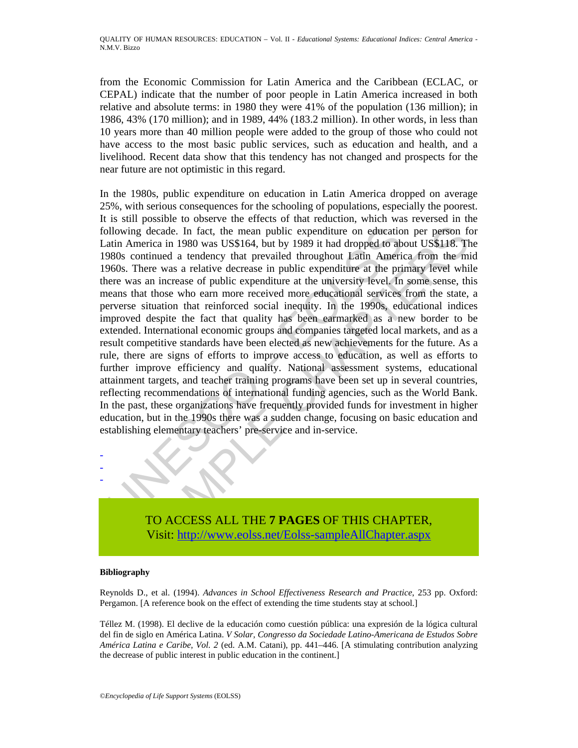from the Economic Commission for Latin America and the Caribbean (ECLAC, or CEPAL) indicate that the number of poor people in Latin America increased in both relative and absolute terms: in 1980 they were 41% of the population (136 million); in 1986, 43% (170 million); and in 1989, 44% (183.2 million). In other words, in less than 10 years more than 40 million people were added to the group of those who could not have access to the most basic public services, such as education and health, and a livelihood. Recent data show that this tendency has not changed and prospects for the near future are not optimistic in this regard.

In the 1980s, public expenditure on education in Latin America dropped on average 25%, with serious consequences for the schooling of populations, especially the poorest. It is still possible to observe the effects of that reduction, which was reversed in the following decade. In fact, the mean public expenditure on education per person for Latin America in 1980 was US$164, but by 1989 it had dropped to about US$118. The 1980s continued a tendency that prevailed throughout Latin America from the mid 1960s. There was a relative decrease in public expenditure at the primary level while there was an increase of public expenditure at the university level. In some sense, this means that those who earn more received more educational services from the state, a perverse situation that reinforced social inequity. In the 1990s, educational indices improved despite the fact that quality has been earmarked as a new border to be extended. International economic groups and companies targeted local markets, and as a result competitive standards have been elected as new achievements for the future. As a rule, there are signs of efforts to improve access to education, as well as efforts to further improve efficiency and quality. National assessment systems, educational attainment targets, and teacher training programs have been set up in several countries, reflecting recommendations of international funding agencies, such as the World Bank. In the past, these organizations have frequently provided funds for investment in higher education, but in the 1990s there was a sudden change, focusing on basic education and establishing elementary teachers' pre-service and in-service.

-
-
-

TO ACCESS ALL THE **7 PAGES** OF THIS CHAPTER,
Visit: http://www.eolss.net/Eolss-sampleAllChapter.aspx

**Bibliography**

Reynolds D., et al. (1994). *Advances in School Effectiveness Research and Practice*, 253 pp. Oxford: Pergamon. [A reference book on the effect of extending the time students stay at school.]

Téllez M. (1998). El declive de la educación como cuestión pública: una expresión de la lógica cultural del fin de siglo en América Latina. *V Solar, Congresso da Sociedade Latino-Americana de Estudos Sobre América Latina e Caribe, Vol. 2* (ed. A.M. Catani), pp. 441–446. [A stimulating contribution analyzing the decrease of public interest in public education in the continent.]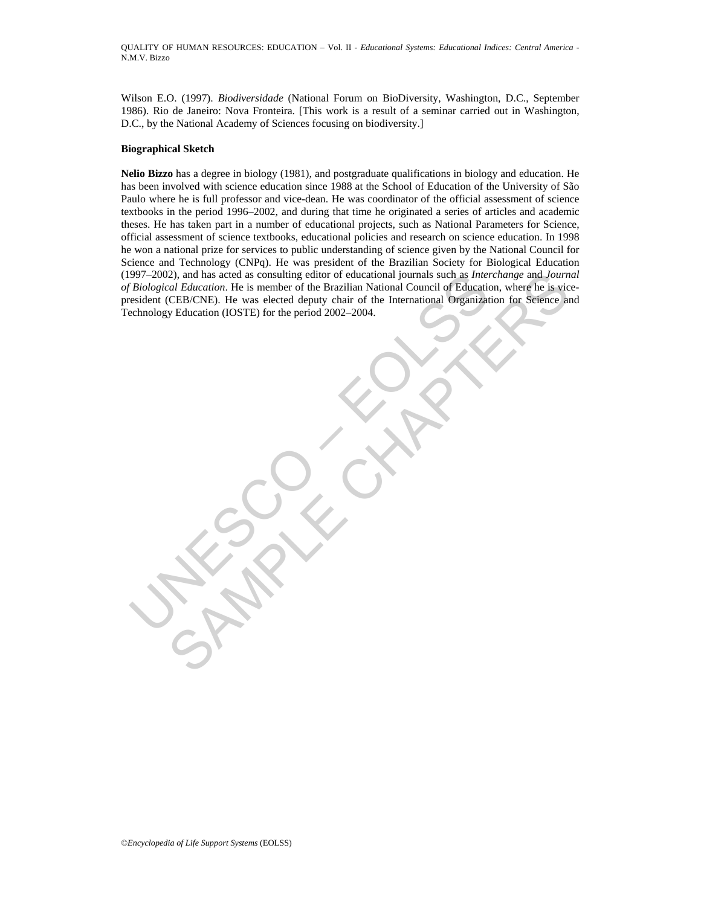Wilson E.O. (1997). *Biodiversidade* (National Forum on BioDiversity, Washington, D.C., September 1986). Rio de Janeiro: Nova Fronteira. [This work is a result of a seminar carried out in Washington, D.C., by the National Academy of Sciences focusing on biodiversity.]

**Biographical Sketch**

**Nelio Bizzo** has a degree in biology (1981), and postgraduate qualifications in biology and education. He has been involved with science education since 1988 at the School of Education of the University of São Paulo where he is full professor and vice-dean. He was coordinator of the official assessment of science textbooks in the period 1996–2002, and during that time he originated a series of articles and academic theses. He has taken part in a number of educational projects, such as National Parameters for Science, official assessment of science textbooks, educational policies and research on science education. In 1998 he won a national prize for services to public understanding of science given by the National Council for Science and Technology (CNPq). He was president of the Brazilian Society for Biological Education (1997–2002), and has acted as consulting editor of educational journals such as *Interchange* and *Journal of Biological Education*. He is member of the Brazilian National Council of Education, where he is vice-president (CEB/CNE). He was elected deputy chair of the International Organization for Science and Technology Education (IOSTE) for the period 2002–2004.